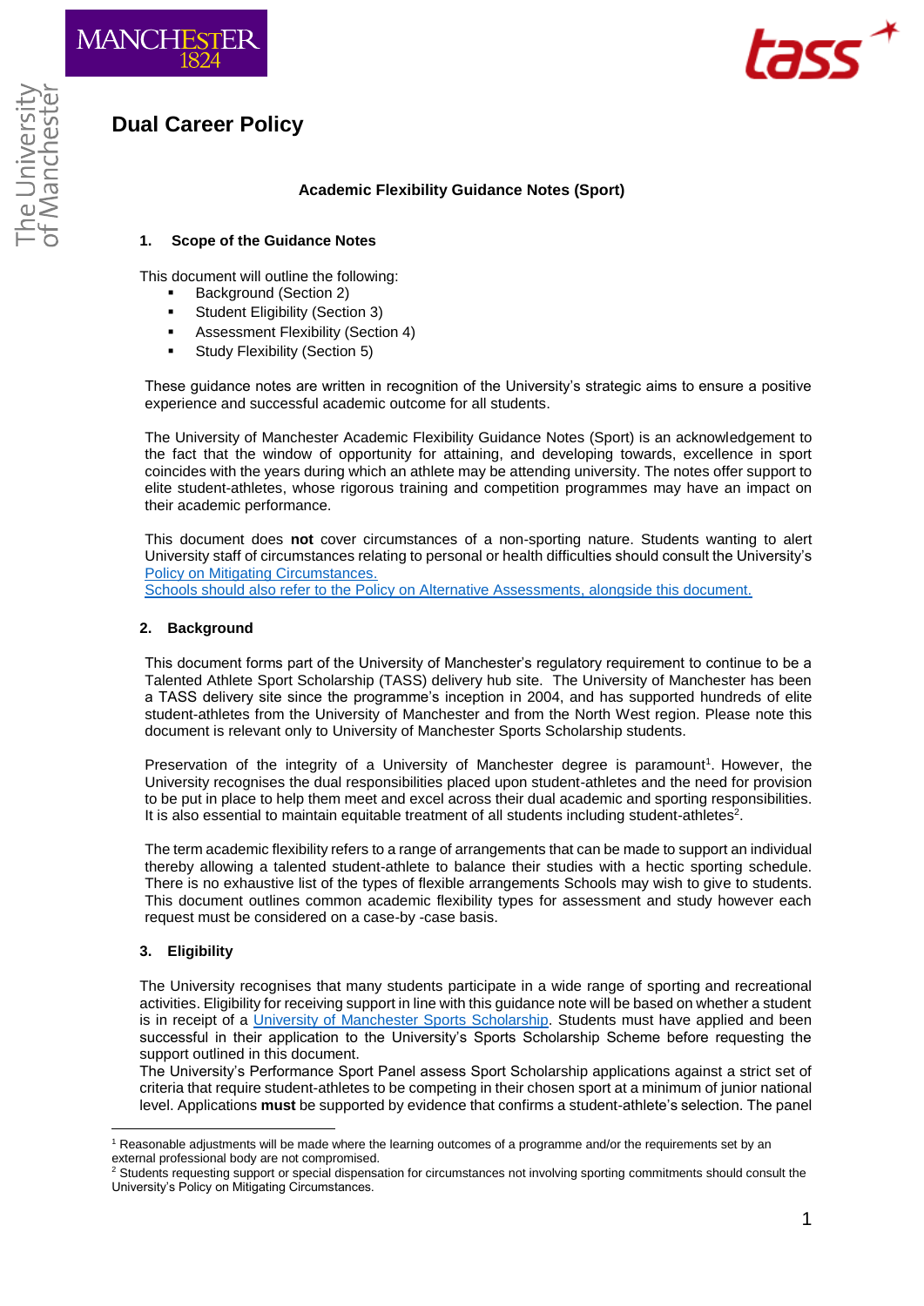# Dual Career Policy

**Academic Flexibility Guidance Notes (Sport)**

## 1. Scope of the Guidance Notes

This document will outline the following:

- Background (Section 2)
- Student Eligibility (Section 3)
- Assessment Flexibility (Section 4)
- Study Flexibility (Section 5)

These guidance notes are written in recognition of the University's strategic aims to ensure a positive experience and successful academic outcome for all students.

The University of Manchester Academic Flexibility Guidance Notes (Sport) is an acknowledgement to the fact that the window of opportunity for attaining, and developing towards, excellence in sport coincides with the years during which an athlete may be attending university. The notes offer support to elite student-athletes, whose rigorous training and competition programmes may have an impact on their academic performance.

This document does **not** cover circumstances of a non-sporting nature. Students wanting to alert University staff of circumstances relating to personal or health difficulties should consult the University's Policy on Mitigating Circumstances.
Schools should also refer to the Policy on Alternative Assessments, alongside this document.

## 2. Background

This document forms part of the University of Manchester's regulatory requirement to continue to be a Talented Athlete Sport Scholarship (TASS) delivery hub site. The University of Manchester has been a TASS delivery site since the programme's inception in 2004, and has supported hundreds of elite student-athletes from the University of Manchester and from the North West region. Please note this document is relevant only to University of Manchester Sports Scholarship students.

Preservation of the integrity of a University of Manchester degree is paramount[1]. However, the University recognises the dual responsibilities placed upon student-athletes and the need for provision to be put in place to help them meet and excel across their dual academic and sporting responsibilities. It is also essential to maintain equitable treatment of all students including student-athletes[2].

The term academic flexibility refers to a range of arrangements that can be made to support an individual thereby allowing a talented student-athlete to balance their studies with a hectic sporting schedule. There is no exhaustive list of the types of flexible arrangements Schools may wish to give to students. This document outlines common academic flexibility types for assessment and study however each request must be considered on a case-by -case basis.

## 3. Eligibility

The University recognises that many students participate in a wide range of sporting and recreational activities. Eligibility for receiving support in line with this guidance note will be based on whether a student is in receipt of a University of Manchester Sports Scholarship. Students must have applied and been successful in their application to the University's Sports Scholarship Scheme before requesting the support outlined in this document.
The University's Performance Sport Panel assess Sport Scholarship applications against a strict set of criteria that require student-athletes to be competing in their chosen sport at a minimum of junior national level. Applications **must** be supported by evidence that confirms a student-athlete's selection. The panel

---

[1] Reasonable adjustments will be made where the learning outcomes of a programme and/or the requirements set by an external professional body are not compromised.

[2] Students requesting support or special dispensation for circumstances not involving sporting commitments should consult the University's Policy on Mitigating Circumstances.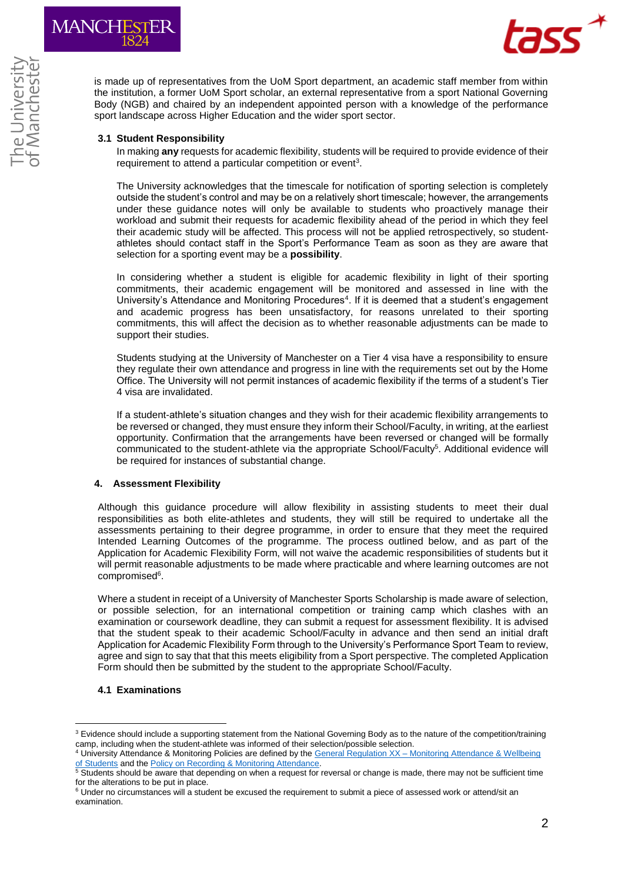is made up of representatives from the UoM Sport department, an academic staff member from within the institution, a former UoM Sport scholar, an external representative from a sport National Governing Body (NGB) and chaired by an independent appointed person with a knowledge of the performance sport landscape across Higher Education and the wider sport sector.

### 3.1 Student Responsibility

In making **any** requests for academic flexibility, students will be required to provide evidence of their requirement to attend a particular competition or event[3].

The University acknowledges that the timescale for notification of sporting selection is completely outside the student's control and may be on a relatively short timescale; however, the arrangements under these guidance notes will only be available to students who proactively manage their workload and submit their requests for academic flexibility ahead of the period in which they feel their academic study will be affected. This process will not be applied retrospectively, so student-athletes should contact staff in the Sport's Performance Team as soon as they are aware that selection for a sporting event may be a **possibility**.

In considering whether a student is eligible for academic flexibility in light of their sporting commitments, their academic engagement will be monitored and assessed in line with the University's Attendance and Monitoring Procedures[4]. If it is deemed that a student's engagement and academic progress has been unsatisfactory, for reasons unrelated to their sporting commitments, this will affect the decision as to whether reasonable adjustments can be made to support their studies.

Students studying at the University of Manchester on a Tier 4 visa have a responsibility to ensure they regulate their own attendance and progress in line with the requirements set out by the Home Office. The University will not permit instances of academic flexibility if the terms of a student's Tier 4 visa are invalidated.

If a student-athlete's situation changes and they wish for their academic flexibility arrangements to be reversed or changed, they must ensure they inform their School/Faculty, in writing, at the earliest opportunity. Confirmation that the arrangements have been reversed or changed will be formally communicated to the student-athlete via the appropriate School/Faculty[5]. Additional evidence will be required for instances of substantial change.

## 4. Assessment Flexibility

Although this guidance procedure will allow flexibility in assisting students to meet their dual responsibilities as both elite-athletes and students, they will still be required to undertake all the assessments pertaining to their degree programme, in order to ensure that they meet the required Intended Learning Outcomes of the programme. The process outlined below, and as part of the Application for Academic Flexibility Form, will not waive the academic responsibilities of students but it will permit reasonable adjustments to be made where practicable and where learning outcomes are not compromised[6].

Where a student in receipt of a University of Manchester Sports Scholarship is made aware of selection, or possible selection, for an international competition or training camp which clashes with an examination or coursework deadline, they can submit a request for assessment flexibility. It is advised that the student speak to their academic School/Faculty in advance and then send an initial draft Application for Academic Flexibility Form through to the University's Performance Sport Team to review, agree and sign to say that that this meets eligibility from a Sport perspective. The completed Application Form should then be submitted by the student to the appropriate School/Faculty.

### 4.1 Examinations

---

[3] Evidence should include a supporting statement from the National Governing Body as to the nature of the competition/training camp, including when the student-athlete was informed of their selection/possible selection.

[4] University Attendance & Monitoring Policies are defined by the [General Regulation XX – Monitoring Attendance & Wellbeing of Students]() and the [Policy on Recording & Monitoring Attendance]().

[5] Students should be aware that depending on when a request for reversal or change is made, there may not be sufficient time for the alterations to be put in place.

[6] Under no circumstances will a student be excused the requirement to submit a piece of assessed work or attend/sit an examination.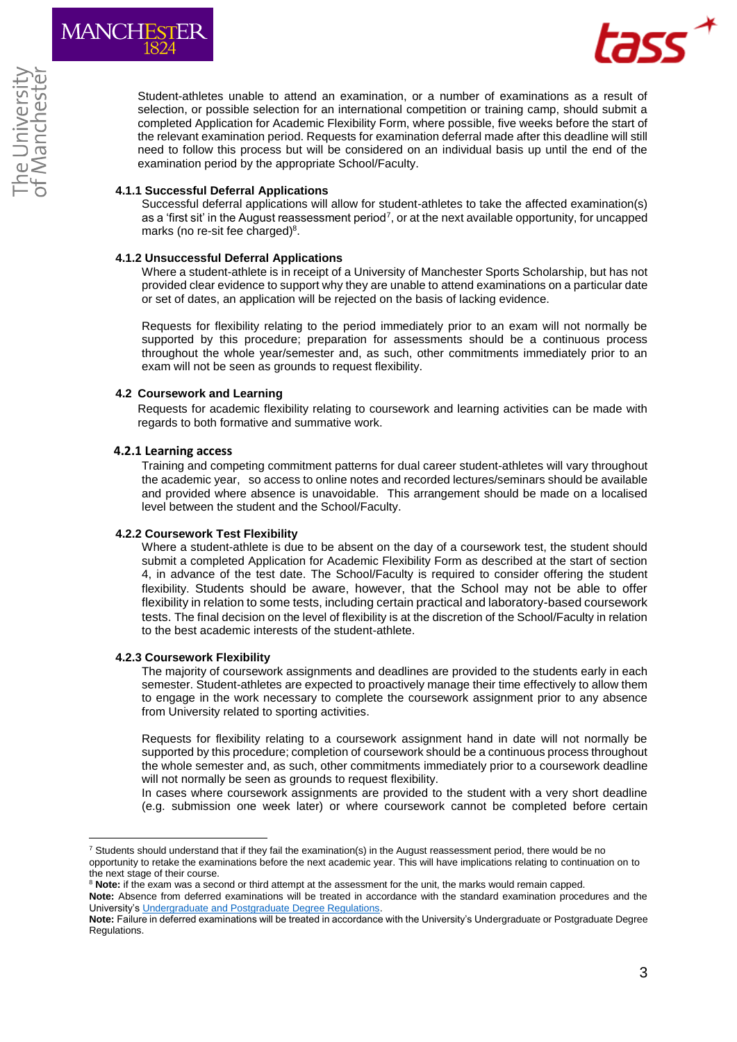Student-athletes unable to attend an examination, or a number of examinations as a result of selection, or possible selection for an international competition or training camp, should submit a completed Application for Academic Flexibility Form, where possible, five weeks before the start of the relevant examination period. Requests for examination deferral made after this deadline will still need to follow this process but will be considered on an individual basis up until the end of the examination period by the appropriate School/Faculty.

#### 4.1.1 Successful Deferral Applications

Successful deferral applications will allow for student-athletes to take the affected examination(s) as a 'first sit' in the August reassessment period[7], or at the next available opportunity, for uncapped marks (no re-sit fee charged)[8].

#### 4.1.2 Unsuccessful Deferral Applications

Where a student-athlete is in receipt of a University of Manchester Sports Scholarship, but has not provided clear evidence to support why they are unable to attend examinations on a particular date or set of dates, an application will be rejected on the basis of lacking evidence.

Requests for flexibility relating to the period immediately prior to an exam will not normally be supported by this procedure; preparation for assessments should be a continuous process throughout the whole year/semester and, as such, other commitments immediately prior to an exam will not be seen as grounds to request flexibility.

### 4.2 Coursework and Learning

Requests for academic flexibility relating to coursework and learning activities can be made with regards to both formative and summative work.

#### 4.2.1 Learning access

Training and competing commitment patterns for dual career student-athletes will vary throughout the academic year, so access to online notes and recorded lectures/seminars should be available and provided where absence is unavoidable. This arrangement should be made on a localised level between the student and the School/Faculty.

#### 4.2.2 Coursework Test Flexibility

Where a student-athlete is due to be absent on the day of a coursework test, the student should submit a completed Application for Academic Flexibility Form as described at the start of section 4, in advance of the test date. The School/Faculty is required to consider offering the student flexibility. Students should be aware, however, that the School may not be able to offer flexibility in relation to some tests, including certain practical and laboratory-based coursework tests. The final decision on the level of flexibility is at the discretion of the School/Faculty in relation to the best academic interests of the student-athlete.

#### 4.2.3 Coursework Flexibility

The majority of coursework assignments and deadlines are provided to the students early in each semester. Student-athletes are expected to proactively manage their time effectively to allow them to engage in the work necessary to complete the coursework assignment prior to any absence from University related to sporting activities.

Requests for flexibility relating to a coursework assignment hand in date will not normally be supported by this procedure; completion of coursework should be a continuous process throughout the whole semester and, as such, other commitments immediately prior to a coursework deadline will not normally be seen as grounds to request flexibility.
In cases where coursework assignments are provided to the student with a very short deadline (e.g. submission one week later) or where coursework cannot be completed before certain

---

[7] Students should understand that if they fail the examination(s) in the August reassessment period, there would be no opportunity to retake the examinations before the next academic year. This will have implications relating to continuation on to the next stage of their course.

[8] **Note:** if the exam was a second or third attempt at the assessment for the unit, the marks would remain capped.

**Note:** Absence from deferred examinations will be treated in accordance with the standard examination procedures and the University's Undergraduate and Postgraduate Degree Regulations.

**Note:** Failure in deferred examinations will be treated in accordance with the University's Undergraduate or Postgraduate Degree Regulations.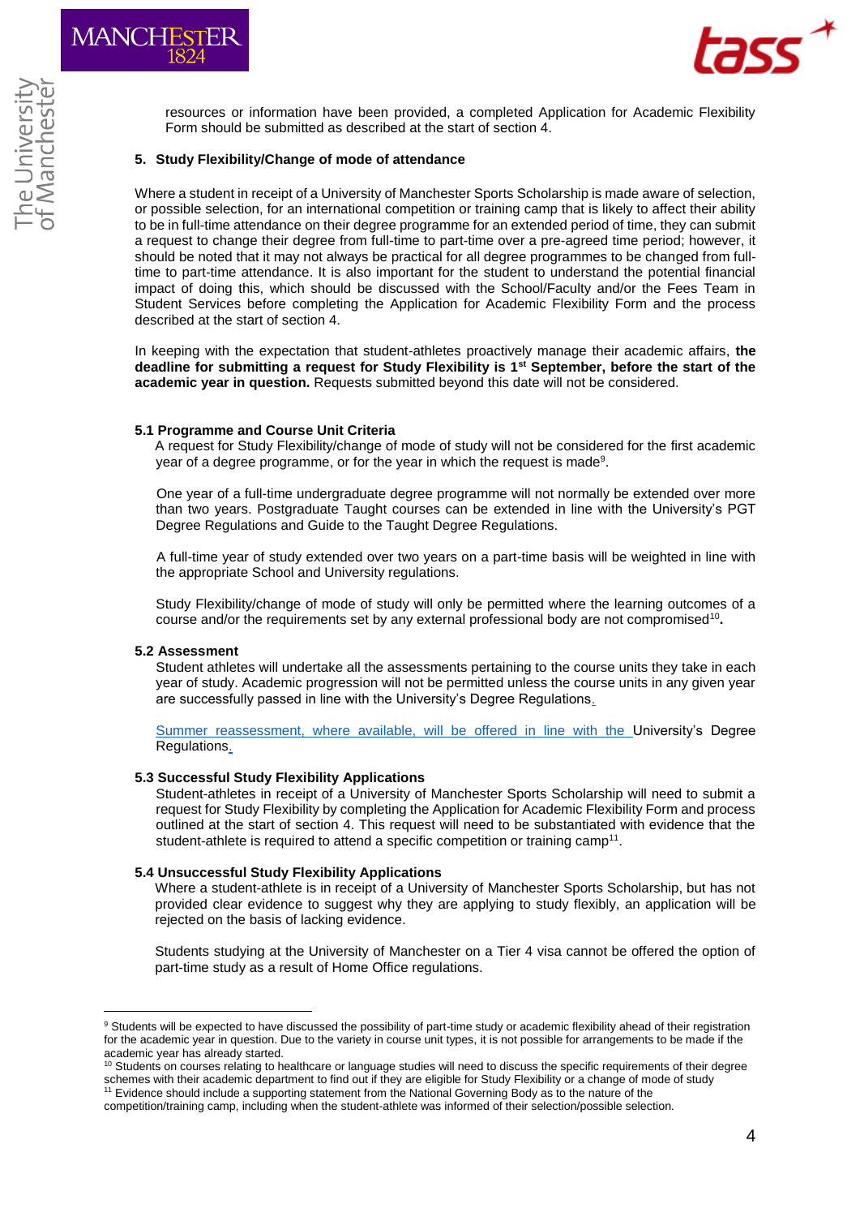resources or information have been provided, a completed Application for Academic Flexibility Form should be submitted as described at the start of section 4.

## 5. Study Flexibility/Change of mode of attendance

Where a student in receipt of a University of Manchester Sports Scholarship is made aware of selection, or possible selection, for an international competition or training camp that is likely to affect their ability to be in full-time attendance on their degree programme for an extended period of time, they can submit a request to change their degree from full-time to part-time over a pre-agreed time period; however, it should be noted that it may not always be practical for all degree programmes to be changed from full-time to part-time attendance. It is also important for the student to understand the potential financial impact of doing this, which should be discussed with the School/Faculty and/or the Fees Team in Student Services before completing the Application for Academic Flexibility Form and the process described at the start of section 4.

In keeping with the expectation that student-athletes proactively manage their academic affairs, **the deadline for submitting a request for Study Flexibility is 1st September, before the start of the academic year in question.** Requests submitted beyond this date will not be considered.

### 5.1 Programme and Course Unit Criteria

A request for Study Flexibility/change of mode of study will not be considered for the first academic year of a degree programme, or for the year in which the request is made[9].

One year of a full-time undergraduate degree programme will not normally be extended over more than two years. Postgraduate Taught courses can be extended in line with the University's PGT Degree Regulations and Guide to the Taught Degree Regulations.

A full-time year of study extended over two years on a part-time basis will be weighted in line with the appropriate School and University regulations.

Study Flexibility/change of mode of study will only be permitted where the learning outcomes of a course and/or the requirements set by any external professional body are not compromised[10].

### 5.2 Assessment

Student athletes will undertake all the assessments pertaining to the course units they take in each year of study. Academic progression will not be permitted unless the course units in any given year are successfully passed in line with the University's Degree Regulations.

Summer reassessment, where available, will be offered in line with the University's Degree Regulations.

### 5.3 Successful Study Flexibility Applications

Student-athletes in receipt of a University of Manchester Sports Scholarship will need to submit a request for Study Flexibility by completing the Application for Academic Flexibility Form and process outlined at the start of section 4. This request will need to be substantiated with evidence that the student-athlete is required to attend a specific competition or training camp[11].

### 5.4 Unsuccessful Study Flexibility Applications

Where a student-athlete is in receipt of a University of Manchester Sports Scholarship, but has not provided clear evidence to suggest why they are applying to study flexibly, an application will be rejected on the basis of lacking evidence.

Students studying at the University of Manchester on a Tier 4 visa cannot be offered the option of part-time study as a result of Home Office regulations.

---

[9] Students will be expected to have discussed the possibility of part-time study or academic flexibility ahead of their registration for the academic year in question. Due to the variety in course unit types, it is not possible for arrangements to be made if the academic year has already started.

[10] Students on courses relating to healthcare or language studies will need to discuss the specific requirements of their degree schemes with their academic department to find out if they are eligible for Study Flexibility or a change of mode of study

[11] Evidence should include a supporting statement from the National Governing Body as to the nature of the competition/training camp, including when the student-athlete was informed of their selection/possible selection.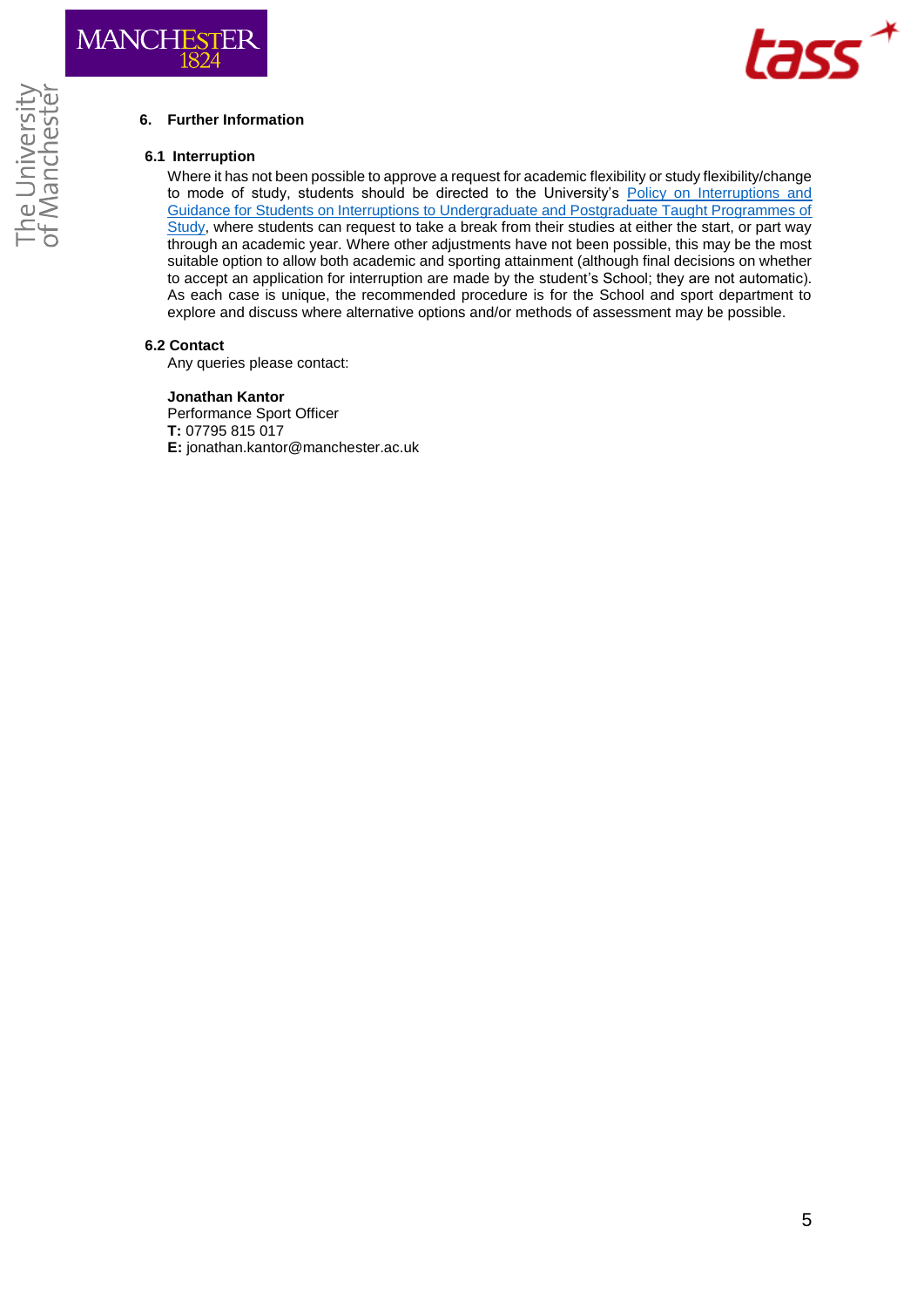## 6. Further Information

### 6.1 Interruption

Where it has not been possible to approve a request for academic flexibility or study flexibility/change to mode of study, students should be directed to the University's Policy on Interruptions and Guidance for Students on Interruptions to Undergraduate and Postgraduate Taught Programmes of Study, where students can request to take a break from their studies at either the start, or part way through an academic year. Where other adjustments have not been possible, this may be the most suitable option to allow both academic and sporting attainment (although final decisions on whether to accept an application for interruption are made by the student's School; they are not automatic). As each case is unique, the recommended procedure is for the School and sport department to explore and discuss where alternative options and/or methods of assessment may be possible.

### 6.2 Contact

Any queries please contact:

**Jonathan Kantor**
Performance Sport Officer
**T:** 07795 815 017
**E:** jonathan.kantor@manchester.ac.uk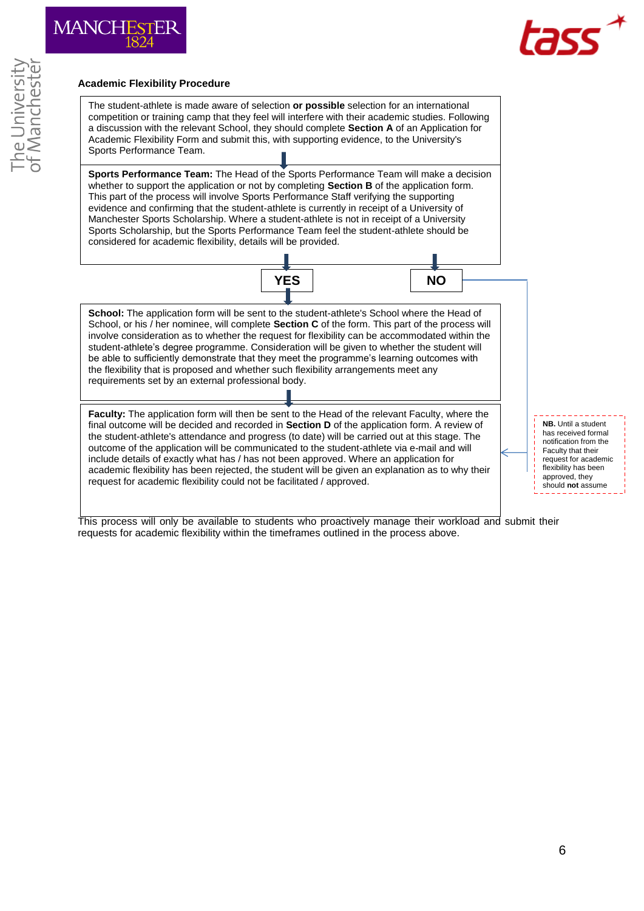### Academic Flexibility Procedure

The student-athlete is made aware of selection **or possible** selection for an international competition or training camp that they feel will interfere with their academic studies. Following a discussion with the relevant School, they should complete **Section A** of an Application for Academic Flexibility Form and submit this, with supporting evidence, to the University's Sports Performance Team.

**Sports Performance Team:** The Head of the Sports Performance Team will make a decision whether to support the application or not by completing **Section B** of the application form. This part of the process will involve Sports Performance Staff verifying the supporting evidence and confirming that the student-athlete is currently in receipt of a University of Manchester Sports Scholarship. Where a student-athlete is not in receipt of a University Sports Scholarship, but the Sports Performance Team feel the student-athlete should be considered for academic flexibility, details will be provided.

**YES** / **NO**

**School:** The application form will be sent to the student-athlete's School where the Head of School, or his / her nominee, will complete **Section C** of the form. This part of the process will involve consideration as to whether the request for flexibility can be accommodated within the student-athlete's degree programme. Consideration will be given to whether the student will be able to sufficiently demonstrate that they meet the programme's learning outcomes with the flexibility that is proposed and whether such flexibility arrangements meet any requirements set by an external professional body.

**Faculty:** The application form will then be sent to the Head of the relevant Faculty, where the final outcome will be decided and recorded in **Section D** of the application form. A review of the student-athlete's attendance and progress (to date) will be carried out at this stage. The outcome of the application will be communicated to the student-athlete via e-mail and will include details of exactly what has / has not been approved. Where an application for academic flexibility has been rejected, the student will be given an explanation as to why their request for academic flexibility could not be facilitated / approved.

**NB.** Until a student has received formal notification from the Faculty that their request for academic flexibility has been approved, they should **not** assume

This process will only be available to students who proactively manage their workload and submit their requests for academic flexibility within the timeframes outlined in the process above.